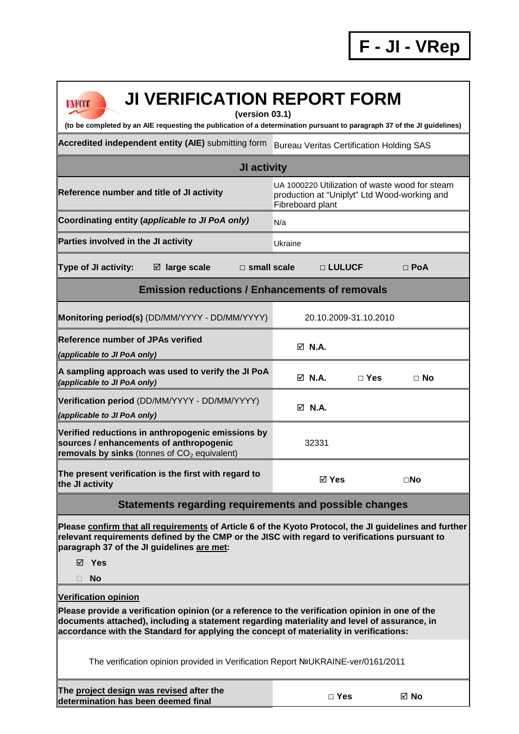**F - JI - VRep**

# JI VERIFICATION REPORT FORM

**(version 03.1)**

**(to be completed by an AIE requesting the publication of a determination pursuant to paragraph 37 of the JI guidelines)**

| **Accredited independent entity (AIE)** submitting form | Bureau Veritas Certification Holding SAS | | |
|---|---|---|---|
| **JI activity** | | | |
| **Reference number and title of JI activity** | UA 1000220 Utilization of waste wood for steam production at "Uniplyt" Ltd Wood-working and Fibreboard plant | | |
| **Coordinating entity (*applicable to JI PoA only*)** | N/a | | |
| **Parties involved in the JI activity** | Ukraine | | |
| **Type of JI activity:** ☑ **large scale** | □ **small scale** | □ **LULUCF** | □ **PoA** |
| **Emission reductions / Enhancements of removals** | | | |
| **Monitoring period(s)** (DD/MM/YYYY - DD/MM/YYYY) | 20.10.2009-31.10.2010 | | |
| **Reference number of JPAs verified** ***(applicable to JI PoA only)*** | ☑ **N.A.** | | |
| **A sampling approach was used to verify the JI PoA** ***(applicable to JI PoA only)*** | ☑ **N.A.** | □ **Yes** | □ **No** |
| **Verification period** (DD/MM/YYYY - DD/MM/YYYY) ***(applicable to JI PoA only)*** | ☑ **N.A.** | | |
| **Verified reductions in anthropogenic emissions by sources / enhancements of anthropogenic removals by sinks** (tonnes of $CO_2$ equivalent) | 32331 | | |
| **The present verification is the first with regard to the JI activity** | ☑ **Yes** | □**No** | |

## Statements regarding requirements and possible changes

**Please confirm that all requirements of Article 6 of the Kyoto Protocol, the JI guidelines and further relevant requirements defined by the CMP or the JISC with regard to verifications pursuant to paragraph 37 of the JI guidelines are met:**

☑ **Yes**

□ **No**

**Verification opinion**

**Please provide a verification opinion (or a reference to the verification opinion in one of the documents attached), including a statement regarding materiality and level of assurance, in accordance with the Standard for applying the concept of materiality in verifications:**

The verification opinion provided in Verification Report №UKRAINE-ver/0161/2011

| **The project design was revised after the determination has been deemed final** | □ **Yes** | ☑ **No** |
|---|---|---|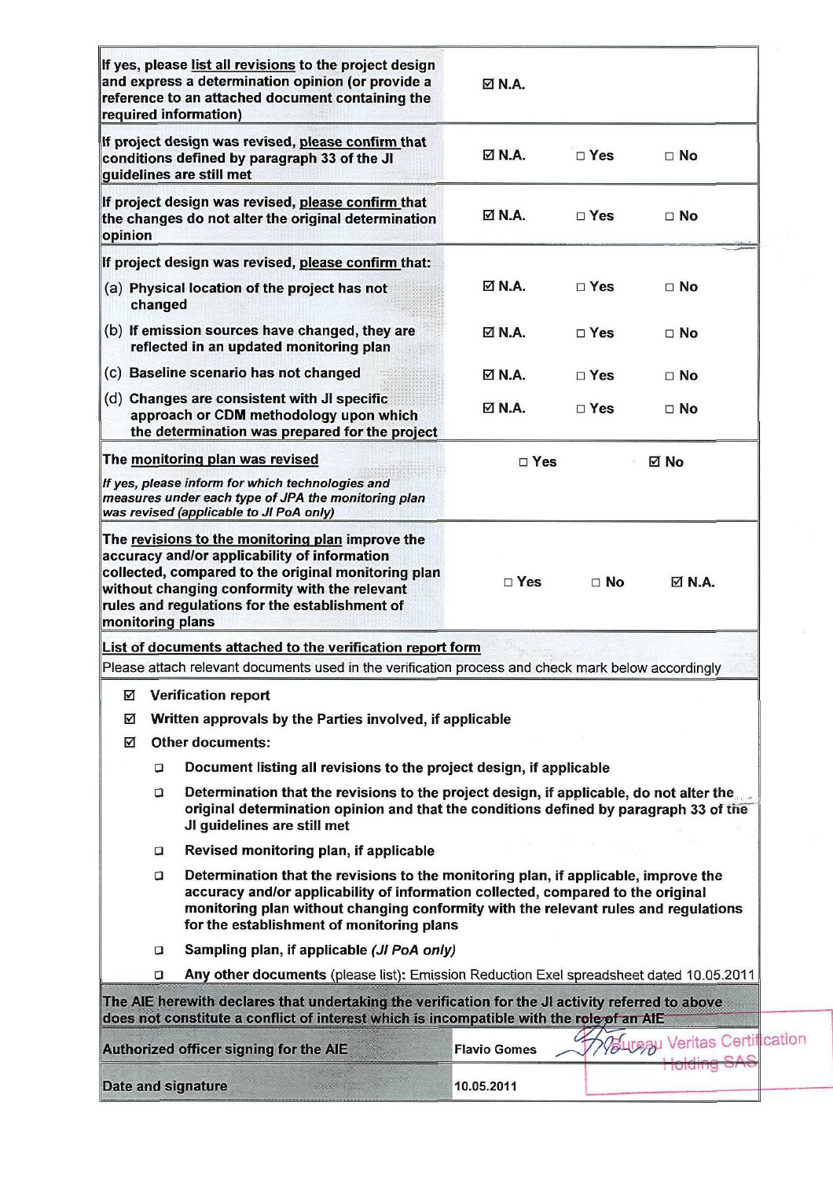| | | | |
|---|---|---|---|
| If yes, please list all revisions to the project design and express a determination opinion (or provide a reference to an attached document containing the required information) | ☑ N.A. | | |
| If project design was revised, please confirm that conditions defined by paragraph 33 of the JI guidelines are still met | ☑ N.A. | ☐ Yes | ☐ No |
| If project design was revised, please confirm that the changes do not alter the original determination opinion | ☑ N.A. | ☐ Yes | ☐ No |
| If project design was revised, please confirm that: | | | |
| (a) Physical location of the project has not changed | ☑ N.A. | ☐ Yes | ☐ No |
| (b) If emission sources have changed, they are reflected in an updated monitoring plan | ☑ N.A. | ☐ Yes | ☐ No |
| (c) Baseline scenario has not changed | ☑ N.A. | ☐ Yes | ☐ No |
| (d) Changes are consistent with JI specific approach or CDM methodology upon which the determination was prepared for the project | ☑ N.A. | ☐ Yes | ☐ No |
| The monitoring plan was revised<br>*If yes, please inform for which technologies and measures under each type of JPA the monitoring plan was revised (applicable to JI PoA only)* | ☐ Yes | | ☑ No |
| The revisions to the monitoring plan improve the accuracy and/or applicability of information collected, compared to the original monitoring plan without changing conformity with the relevant rules and regulations for the establishment of monitoring plans | ☐ Yes | ☐ No | ☑ N.A. |

**List of documents attached to the verification report form**

Please attach relevant documents used in the verification process and check mark below accordingly

- ☑ Verification report
- ☑ Written approvals by the Parties involved, if applicable
- ☑ Other documents:
  - ☐ Document listing all revisions to the project design, if applicable
  - ☐ Determination that the revisions to the project design, if applicable, do not alter the original determination opinion and that the conditions defined by paragraph 33 of the JI guidelines are still met
  - ☐ Revised monitoring plan, if applicable
  - ☐ Determination that the revisions to the monitoring plan, if applicable, improve the accuracy and/or applicability of information collected, compared to the original monitoring plan without changing conformity with the relevant rules and regulations for the establishment of monitoring plans
  - ☐ Sampling plan, if applicable *(JI PoA only)*
  - ☐ **Any other documents** (please list): Emission Reduction Exel spreadsheet dated 10.05.2011

**The AIE herewith declares that undertaking the verification for the JI activity referred to above does not constitute a conflict of interest which is incompatible with the role of an AIE**

| | |
|---|---|
| Authorized officer signing for the AIE | Flavio Gomes — Bureau Veritas Certification Holding SAS |
| Date and signature | 10.05.2011 |